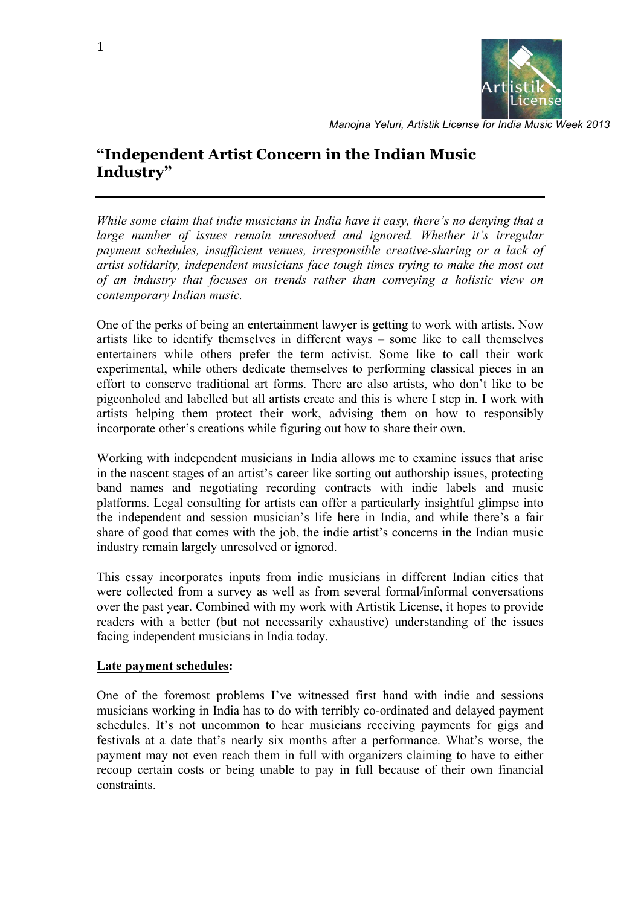Manojna Yeluri, Artistik License for India Music Week 2013

# "Independent Artist Concern in the Indian Music Industry"

*While some claim that indie musicians in India have it easy, there's no denying that a large number of issues remain unresolved and ignored. Whether it's irregular payment schedules, insufficient venues, irresponsible creative-sharing or a lack of artist solidarity, independent musicians face tough times trying to make the most out of an industry that focuses on trends rather than conveying a holistic view on contemporary Indian music.*

One of the perks of being an entertainment lawyer is getting to work with artists. Now artists like to identify themselves in different ways – some like to call themselves entertainers while others prefer the term activist. Some like to call their work experimental, while others dedicate themselves to performing classical pieces in an effort to conserve traditional art forms. There are also artists, who don't like to be pigeonholed and labelled but all artists create and this is where I step in. I work with artists helping them protect their work, advising them on how to responsibly incorporate other's creations while figuring out how to share their own.

Working with independent musicians in India allows me to examine issues that arise in the nascent stages of an artist's career like sorting out authorship issues, protecting band names and negotiating recording contracts with indie labels and music platforms. Legal consulting for artists can offer a particularly insightful glimpse into the independent and session musician's life here in India, and while there's a fair share of good that comes with the job, the indie artist's concerns in the Indian music industry remain largely unresolved or ignored.

This essay incorporates inputs from indie musicians in different Indian cities that were collected from a survey as well as from several formal/informal conversations over the past year. Combined with my work with Artistik License, it hopes to provide readers with a better (but not necessarily exhaustive) understanding of the issues facing independent musicians in India today.

**Late payment schedules:**

One of the foremost problems I've witnessed first hand with indie and sessions musicians working in India has to do with terribly co-ordinated and delayed payment schedules. It's not uncommon to hear musicians receiving payments for gigs and festivals at a date that's nearly six months after a performance. What's worse, the payment may not even reach them in full with organizers claiming to have to either recoup certain costs or being unable to pay in full because of their own financial constraints.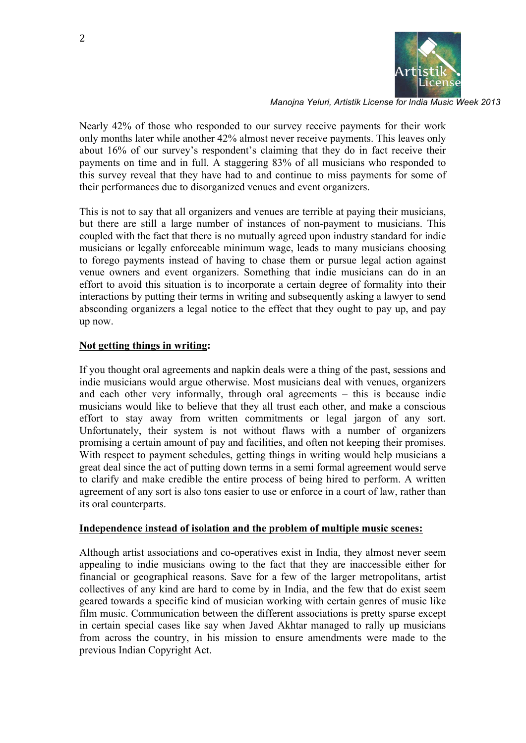Nearly 42% of those who responded to our survey receive payments for their work only months later while another 42% almost never receive payments. This leaves only about 16% of our survey's respondent's claiming that they do in fact receive their payments on time and in full. A staggering 83% of all musicians who responded to this survey reveal that they have had to and continue to miss payments for some of their performances due to disorganized venues and event organizers.

This is not to say that all organizers and venues are terrible at paying their musicians, but there are still a large number of instances of non-payment to musicians. This coupled with the fact that there is no mutually agreed upon industry standard for indie musicians or legally enforceable minimum wage, leads to many musicians choosing to forego payments instead of having to chase them or pursue legal action against venue owners and event organizers. Something that indie musicians can do in an effort to avoid this situation is to incorporate a certain degree of formality into their interactions by putting their terms in writing and subsequently asking a lawyer to send absconding organizers a legal notice to the effect that they ought to pay up, and pay up now.

**<u>Not getting things in writing</u>:**

If you thought oral agreements and napkin deals were a thing of the past, sessions and indie musicians would argue otherwise. Most musicians deal with venues, organizers and each other very informally, through oral agreements – this is because indie musicians would like to believe that they all trust each other, and make a conscious effort to stay away from written commitments or legal jargon of any sort. Unfortunately, their system is not without flaws with a number of organizers promising a certain amount of pay and facilities, and often not keeping their promises. With respect to payment schedules, getting things in writing would help musicians a great deal since the act of putting down terms in a semi formal agreement would serve to clarify and make credible the entire process of being hired to perform. A written agreement of any sort is also tons easier to use or enforce in a court of law, rather than its oral counterparts.

**<u>Independence instead of isolation and the problem of multiple music scenes:</u>**

Although artist associations and co-operatives exist in India, they almost never seem appealing to indie musicians owing to the fact that they are inaccessible either for financial or geographical reasons. Save for a few of the larger metropolitans, artist collectives of any kind are hard to come by in India, and the few that do exist seem geared towards a specific kind of musician working with certain genres of music like film music. Communication between the different associations is pretty sparse except in certain special cases like say when Javed Akhtar managed to rally up musicians from across the country, in his mission to ensure amendments were made to the previous Indian Copyright Act.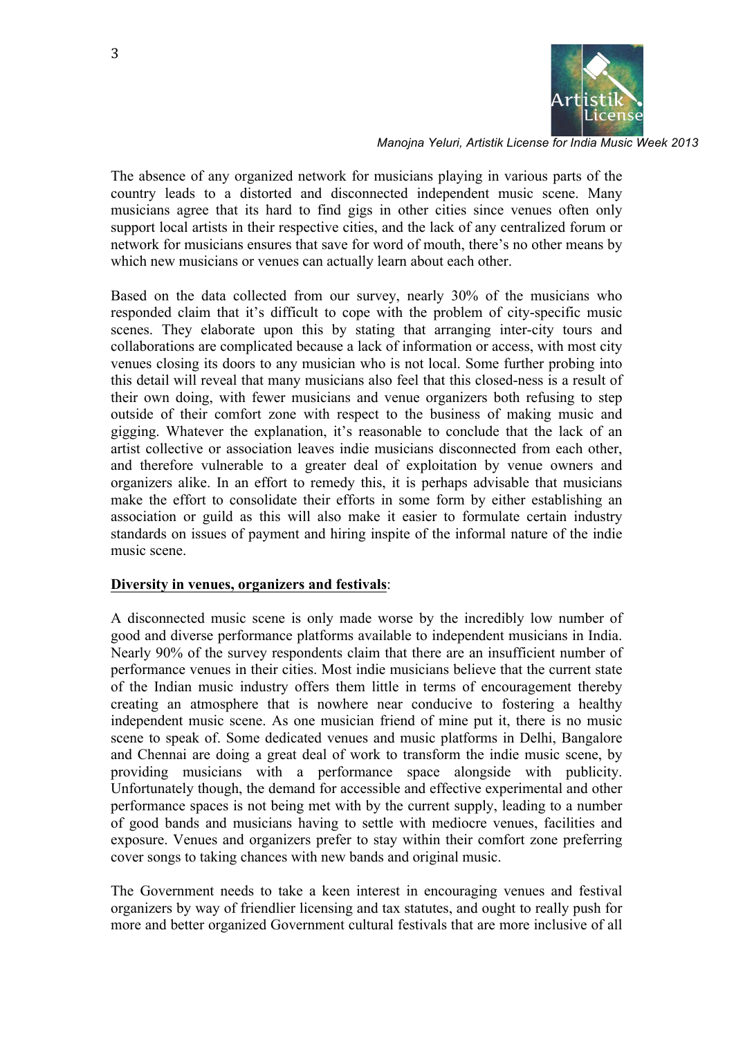The absence of any organized network for musicians playing in various parts of the country leads to a distorted and disconnected independent music scene. Many musicians agree that its hard to find gigs in other cities since venues often only support local artists in their respective cities, and the lack of any centralized forum or network for musicians ensures that save for word of mouth, there's no other means by which new musicians or venues can actually learn about each other.

Based on the data collected from our survey, nearly 30% of the musicians who responded claim that it's difficult to cope with the problem of city-specific music scenes. They elaborate upon this by stating that arranging inter-city tours and collaborations are complicated because a lack of information or access, with most city venues closing its doors to any musician who is not local. Some further probing into this detail will reveal that many musicians also feel that this closed-ness is a result of their own doing, with fewer musicians and venue organizers both refusing to step outside of their comfort zone with respect to the business of making music and gigging. Whatever the explanation, it's reasonable to conclude that the lack of an artist collective or association leaves indie musicians disconnected from each other, and therefore vulnerable to a greater deal of exploitation by venue owners and organizers alike. In an effort to remedy this, it is perhaps advisable that musicians make the effort to consolidate their efforts in some form by either establishing an association or guild as this will also make it easier to formulate certain industry standards on issues of payment and hiring inspite of the informal nature of the indie music scene.

**Diversity in venues, organizers and festivals**:

A disconnected music scene is only made worse by the incredibly low number of good and diverse performance platforms available to independent musicians in India. Nearly 90% of the survey respondents claim that there are an insufficient number of performance venues in their cities. Most indie musicians believe that the current state of the Indian music industry offers them little in terms of encouragement thereby creating an atmosphere that is nowhere near conducive to fostering a healthy independent music scene. As one musician friend of mine put it, there is no music scene to speak of. Some dedicated venues and music platforms in Delhi, Bangalore and Chennai are doing a great deal of work to transform the indie music scene, by providing musicians with a performance space alongside with publicity. Unfortunately though, the demand for accessible and effective experimental and other performance spaces is not being met with by the current supply, leading to a number of good bands and musicians having to settle with mediocre venues, facilities and exposure. Venues and organizers prefer to stay within their comfort zone preferring cover songs to taking chances with new bands and original music.

The Government needs to take a keen interest in encouraging venues and festival organizers by way of friendlier licensing and tax statutes, and ought to really push for more and better organized Government cultural festivals that are more inclusive of all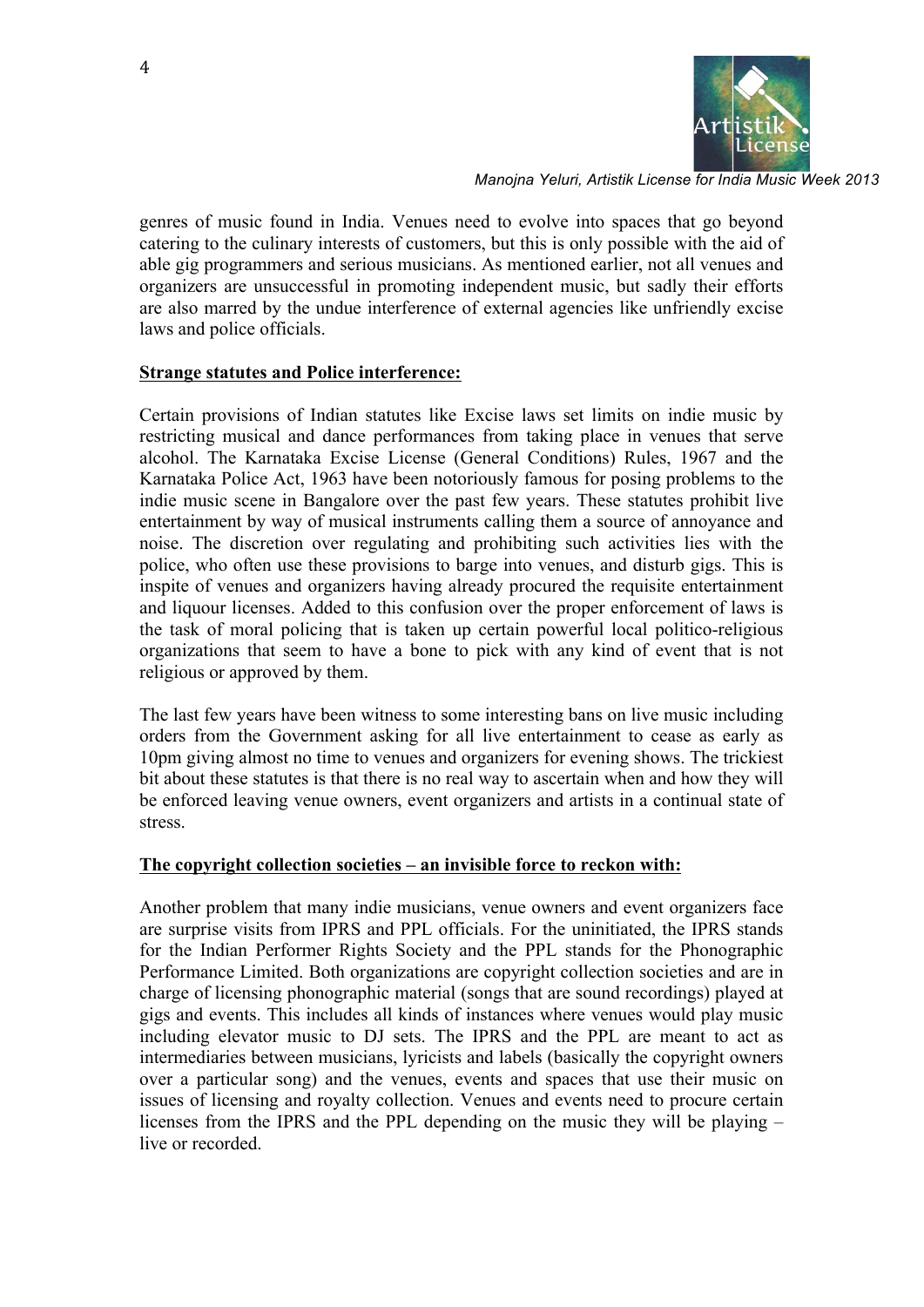genres of music found in India. Venues need to evolve into spaces that go beyond catering to the culinary interests of customers, but this is only possible with the aid of able gig programmers and serious musicians. As mentioned earlier, not all venues and organizers are unsuccessful in promoting independent music, but sadly their efforts are also marred by the undue interference of external agencies like unfriendly excise laws and police officials.

**Strange statutes and Police interference:**

Certain provisions of Indian statutes like Excise laws set limits on indie music by restricting musical and dance performances from taking place in venues that serve alcohol. The Karnataka Excise License (General Conditions) Rules, 1967 and the Karnataka Police Act, 1963 have been notoriously famous for posing problems to the indie music scene in Bangalore over the past few years. These statutes prohibit live entertainment by way of musical instruments calling them a source of annoyance and noise. The discretion over regulating and prohibiting such activities lies with the police, who often use these provisions to barge into venues, and disturb gigs. This is inspite of venues and organizers having already procured the requisite entertainment and liquour licenses. Added to this confusion over the proper enforcement of laws is the task of moral policing that is taken up certain powerful local politico-religious organizations that seem to have a bone to pick with any kind of event that is not religious or approved by them.

The last few years have been witness to some interesting bans on live music including orders from the Government asking for all live entertainment to cease as early as 10pm giving almost no time to venues and organizers for evening shows. The trickiest bit about these statutes is that there is no real way to ascertain when and how they will be enforced leaving venue owners, event organizers and artists in a continual state of stress.

**The copyright collection societies – an invisible force to reckon with:**

Another problem that many indie musicians, venue owners and event organizers face are surprise visits from IPRS and PPL officials. For the uninitiated, the IPRS stands for the Indian Performer Rights Society and the PPL stands for the Phonographic Performance Limited. Both organizations are copyright collection societies and are in charge of licensing phonographic material (songs that are sound recordings) played at gigs and events. This includes all kinds of instances where venues would play music including elevator music to DJ sets. The IPRS and the PPL are meant to act as intermediaries between musicians, lyricists and labels (basically the copyright owners over a particular song) and the venues, events and spaces that use their music on issues of licensing and royalty collection. Venues and events need to procure certain licenses from the IPRS and the PPL depending on the music they will be playing – live or recorded.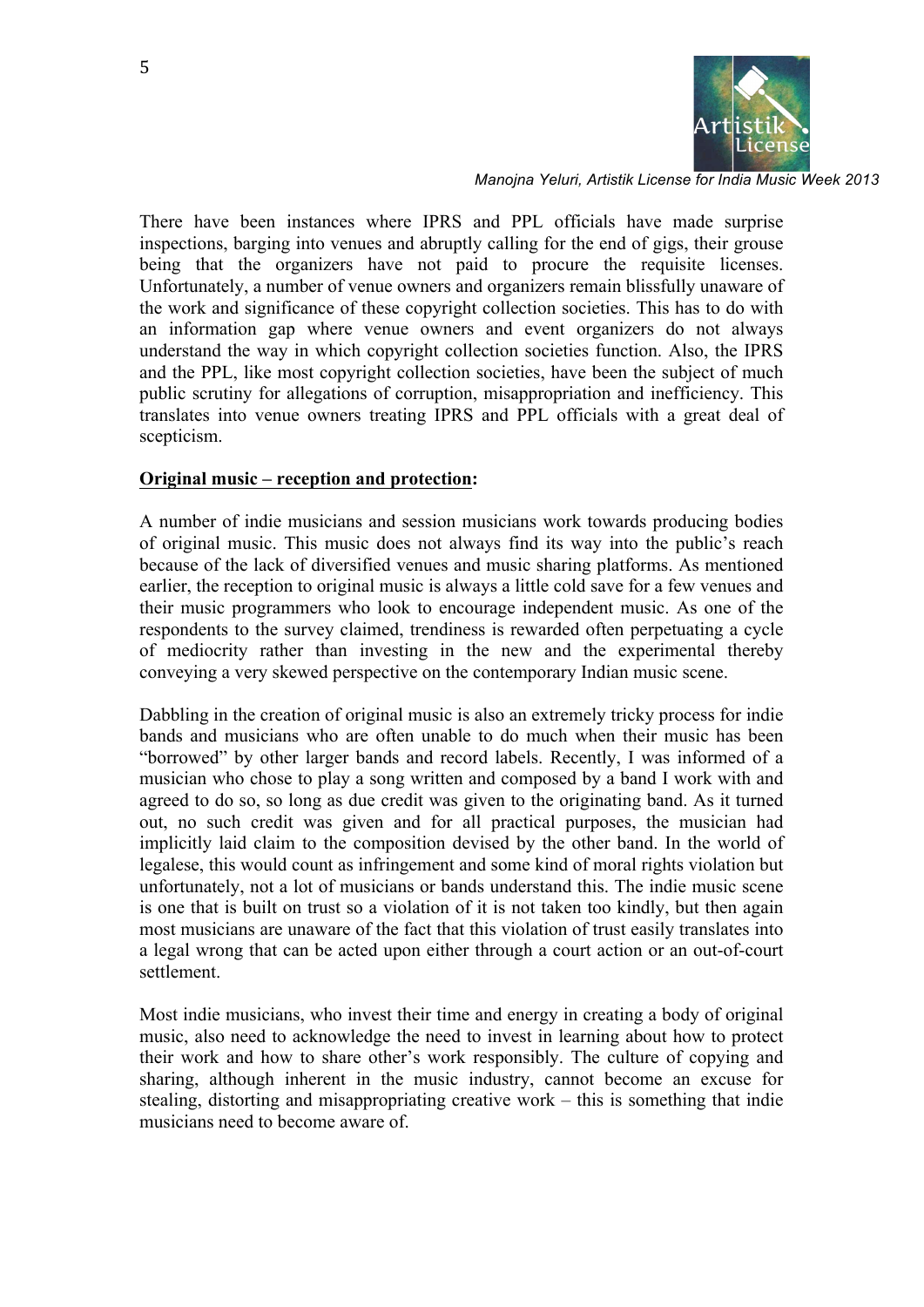There have been instances where IPRS and PPL officials have made surprise inspections, barging into venues and abruptly calling for the end of gigs, their grouse being that the organizers have not paid to procure the requisite licenses. Unfortunately, a number of venue owners and organizers remain blissfully unaware of the work and significance of these copyright collection societies. This has to do with an information gap where venue owners and event organizers do not always understand the way in which copyright collection societies function. Also, the IPRS and the PPL, like most copyright collection societies, have been the subject of much public scrutiny for allegations of corruption, misappropriation and inefficiency. This translates into venue owners treating IPRS and PPL officials with a great deal of scepticism.

**Original music – reception and protection:**

A number of indie musicians and session musicians work towards producing bodies of original music. This music does not always find its way into the public's reach because of the lack of diversified venues and music sharing platforms. As mentioned earlier, the reception to original music is always a little cold save for a few venues and their music programmers who look to encourage independent music. As one of the respondents to the survey claimed, trendiness is rewarded often perpetuating a cycle of mediocrity rather than investing in the new and the experimental thereby conveying a very skewed perspective on the contemporary Indian music scene.

Dabbling in the creation of original music is also an extremely tricky process for indie bands and musicians who are often unable to do much when their music has been "borrowed" by other larger bands and record labels. Recently, I was informed of a musician who chose to play a song written and composed by a band I work with and agreed to do so, so long as due credit was given to the originating band. As it turned out, no such credit was given and for all practical purposes, the musician had implicitly laid claim to the composition devised by the other band. In the world of legalese, this would count as infringement and some kind of moral rights violation but unfortunately, not a lot of musicians or bands understand this. The indie music scene is one that is built on trust so a violation of it is not taken too kindly, but then again most musicians are unaware of the fact that this violation of trust easily translates into a legal wrong that can be acted upon either through a court action or an out-of-court settlement.

Most indie musicians, who invest their time and energy in creating a body of original music, also need to acknowledge the need to invest in learning about how to protect their work and how to share other's work responsibly. The culture of copying and sharing, although inherent in the music industry, cannot become an excuse for stealing, distorting and misappropriating creative work – this is something that indie musicians need to become aware of.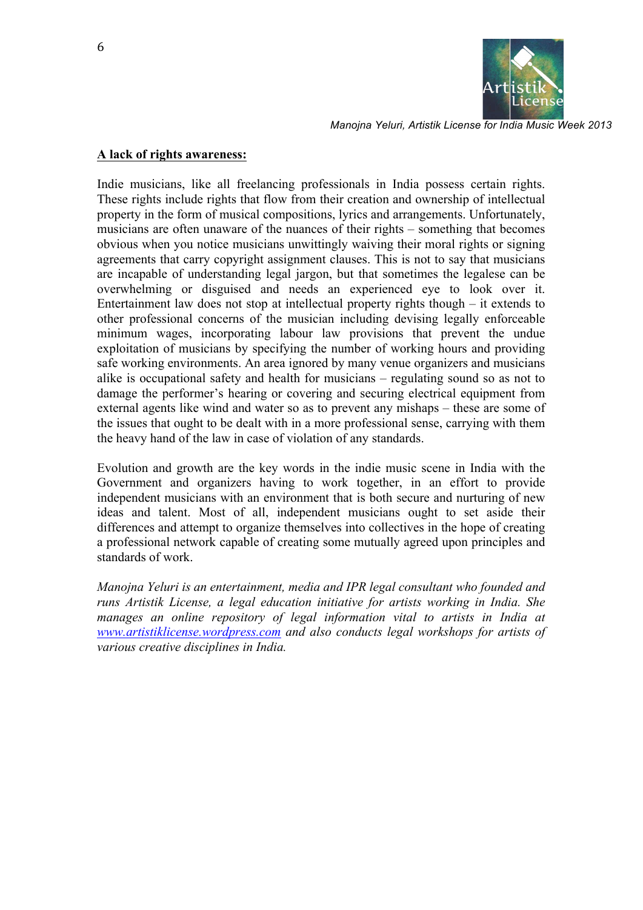**A lack of rights awareness:**

Indie musicians, like all freelancing professionals in India possess certain rights. These rights include rights that flow from their creation and ownership of intellectual property in the form of musical compositions, lyrics and arrangements. Unfortunately, musicians are often unaware of the nuances of their rights – something that becomes obvious when you notice musicians unwittingly waiving their moral rights or signing agreements that carry copyright assignment clauses. This is not to say that musicians are incapable of understanding legal jargon, but that sometimes the legalese can be overwhelming or disguised and needs an experienced eye to look over it. Entertainment law does not stop at intellectual property rights though – it extends to other professional concerns of the musician including devising legally enforceable minimum wages, incorporating labour law provisions that prevent the undue exploitation of musicians by specifying the number of working hours and providing safe working environments. An area ignored by many venue organizers and musicians alike is occupational safety and health for musicians – regulating sound so as not to damage the performer's hearing or covering and securing electrical equipment from external agents like wind and water so as to prevent any mishaps – these are some of the issues that ought to be dealt with in a more professional sense, carrying with them the heavy hand of the law in case of violation of any standards.

Evolution and growth are the key words in the indie music scene in India with the Government and organizers having to work together, in an effort to provide independent musicians with an environment that is both secure and nurturing of new ideas and talent. Most of all, independent musicians ought to set aside their differences and attempt to organize themselves into collectives in the hope of creating a professional network capable of creating some mutually agreed upon principles and standards of work.

*Manojna Yeluri is an entertainment, media and IPR legal consultant who founded and runs Artistik License, a legal education initiative for artists working in India. She manages an online repository of legal information vital to artists in India at www.artistiklicense.wordpress.com and also conducts legal workshops for artists of various creative disciplines in India.*